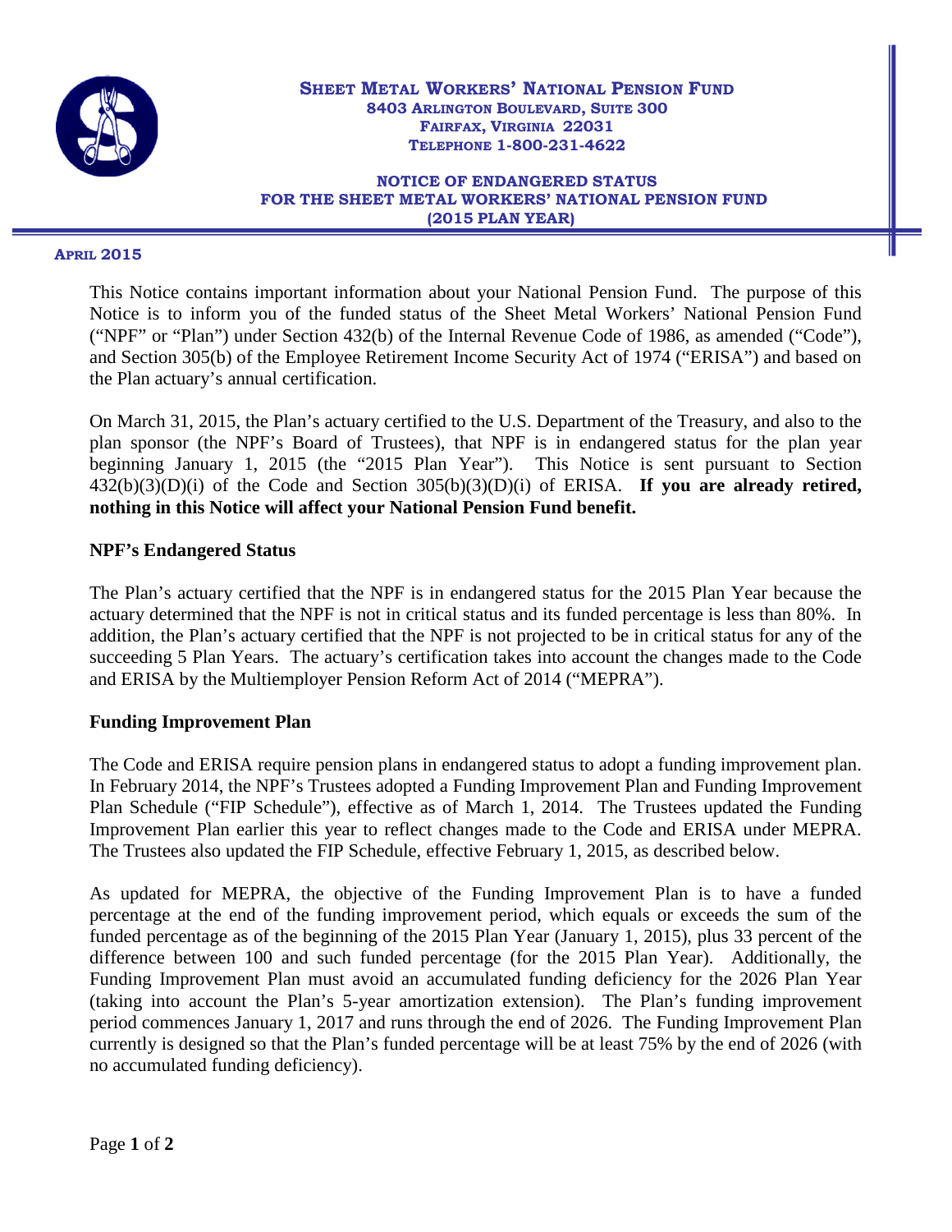**SHEET METAL WORKERS' NATIONAL PENSION FUND**
**8403 ARLINGTON BOULEVARD, SUITE 300**
**FAIRFAX, VIRGINIA 22031**
**TELEPHONE 1-800-231-4622**

# NOTICE OF ENDANGERED STATUS FOR THE SHEET METAL WORKERS' NATIONAL PENSION FUND (2015 PLAN YEAR)

**APRIL 2015**

This Notice contains important information about your National Pension Fund. The purpose of this Notice is to inform you of the funded status of the Sheet Metal Workers' National Pension Fund ("NPF" or "Plan") under Section 432(b) of the Internal Revenue Code of 1986, as amended ("Code"), and Section 305(b) of the Employee Retirement Income Security Act of 1974 ("ERISA") and based on the Plan actuary's annual certification.

On March 31, 2015, the Plan's actuary certified to the U.S. Department of the Treasury, and also to the plan sponsor (the NPF's Board of Trustees), that NPF is in endangered status for the plan year beginning January 1, 2015 (the "2015 Plan Year"). This Notice is sent pursuant to Section 432(b)(3)(D)(i) of the Code and Section 305(b)(3)(D)(i) of ERISA. **If you are already retired, nothing in this Notice will affect your National Pension Fund benefit.**

## NPF's Endangered Status

The Plan's actuary certified that the NPF is in endangered status for the 2015 Plan Year because the actuary determined that the NPF is not in critical status and its funded percentage is less than 80%. In addition, the Plan's actuary certified that the NPF is not projected to be in critical status for any of the succeeding 5 Plan Years. The actuary's certification takes into account the changes made to the Code and ERISA by the Multiemployer Pension Reform Act of 2014 ("MEPRA").

## Funding Improvement Plan

The Code and ERISA require pension plans in endangered status to adopt a funding improvement plan. In February 2014, the NPF's Trustees adopted a Funding Improvement Plan and Funding Improvement Plan Schedule ("FIP Schedule"), effective as of March 1, 2014. The Trustees updated the Funding Improvement Plan earlier this year to reflect changes made to the Code and ERISA under MEPRA. The Trustees also updated the FIP Schedule, effective February 1, 2015, as described below.

As updated for MEPRA, the objective of the Funding Improvement Plan is to have a funded percentage at the end of the funding improvement period, which equals or exceeds the sum of the funded percentage as of the beginning of the 2015 Plan Year (January 1, 2015), plus 33 percent of the difference between 100 and such funded percentage (for the 2015 Plan Year). Additionally, the Funding Improvement Plan must avoid an accumulated funding deficiency for the 2026 Plan Year (taking into account the Plan's 5-year amortization extension). The Plan's funding improvement period commences January 1, 2017 and runs through the end of 2026. The Funding Improvement Plan currently is designed so that the Plan's funded percentage will be at least 75% by the end of 2026 (with no accumulated funding deficiency).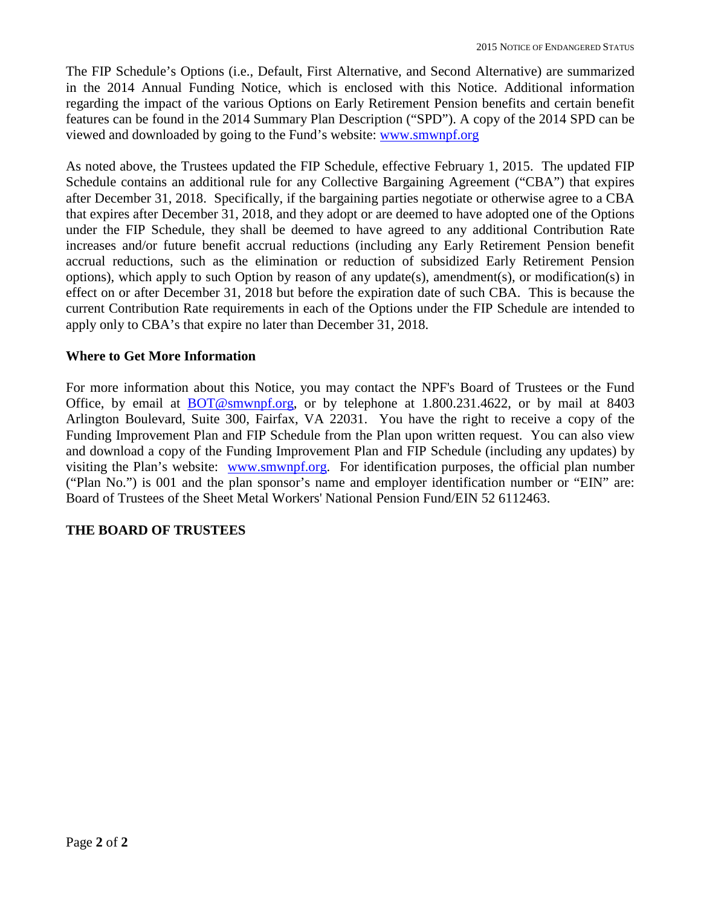The FIP Schedule's Options (i.e., Default, First Alternative, and Second Alternative) are summarized in the 2014 Annual Funding Notice, which is enclosed with this Notice. Additional information regarding the impact of the various Options on Early Retirement Pension benefits and certain benefit features can be found in the 2014 Summary Plan Description ("SPD"). A copy of the 2014 SPD can be viewed and downloaded by going to the Fund's website: www.smwnpf.org

As noted above, the Trustees updated the FIP Schedule, effective February 1, 2015. The updated FIP Schedule contains an additional rule for any Collective Bargaining Agreement ("CBA") that expires after December 31, 2018. Specifically, if the bargaining parties negotiate or otherwise agree to a CBA that expires after December 31, 2018, and they adopt or are deemed to have adopted one of the Options under the FIP Schedule, they shall be deemed to have agreed to any additional Contribution Rate increases and/or future benefit accrual reductions (including any Early Retirement Pension benefit accrual reductions, such as the elimination or reduction of subsidized Early Retirement Pension options), which apply to such Option by reason of any update(s), amendment(s), or modification(s) in effect on or after December 31, 2018 but before the expiration date of such CBA. This is because the current Contribution Rate requirements in each of the Options under the FIP Schedule are intended to apply only to CBA's that expire no later than December 31, 2018.

## Where to Get More Information

For more information about this Notice, you may contact the NPF's Board of Trustees or the Fund Office, by email at BOT@smwnpf.org, or by telephone at 1.800.231.4622, or by mail at 8403 Arlington Boulevard, Suite 300, Fairfax, VA 22031. You have the right to receive a copy of the Funding Improvement Plan and FIP Schedule from the Plan upon written request. You can also view and download a copy of the Funding Improvement Plan and FIP Schedule (including any updates) by visiting the Plan's website: www.smwnpf.org. For identification purposes, the official plan number ("Plan No.") is 001 and the plan sponsor's name and employer identification number or "EIN" are: Board of Trustees of the Sheet Metal Workers' National Pension Fund/EIN 52 6112463.

**THE BOARD OF TRUSTEES**